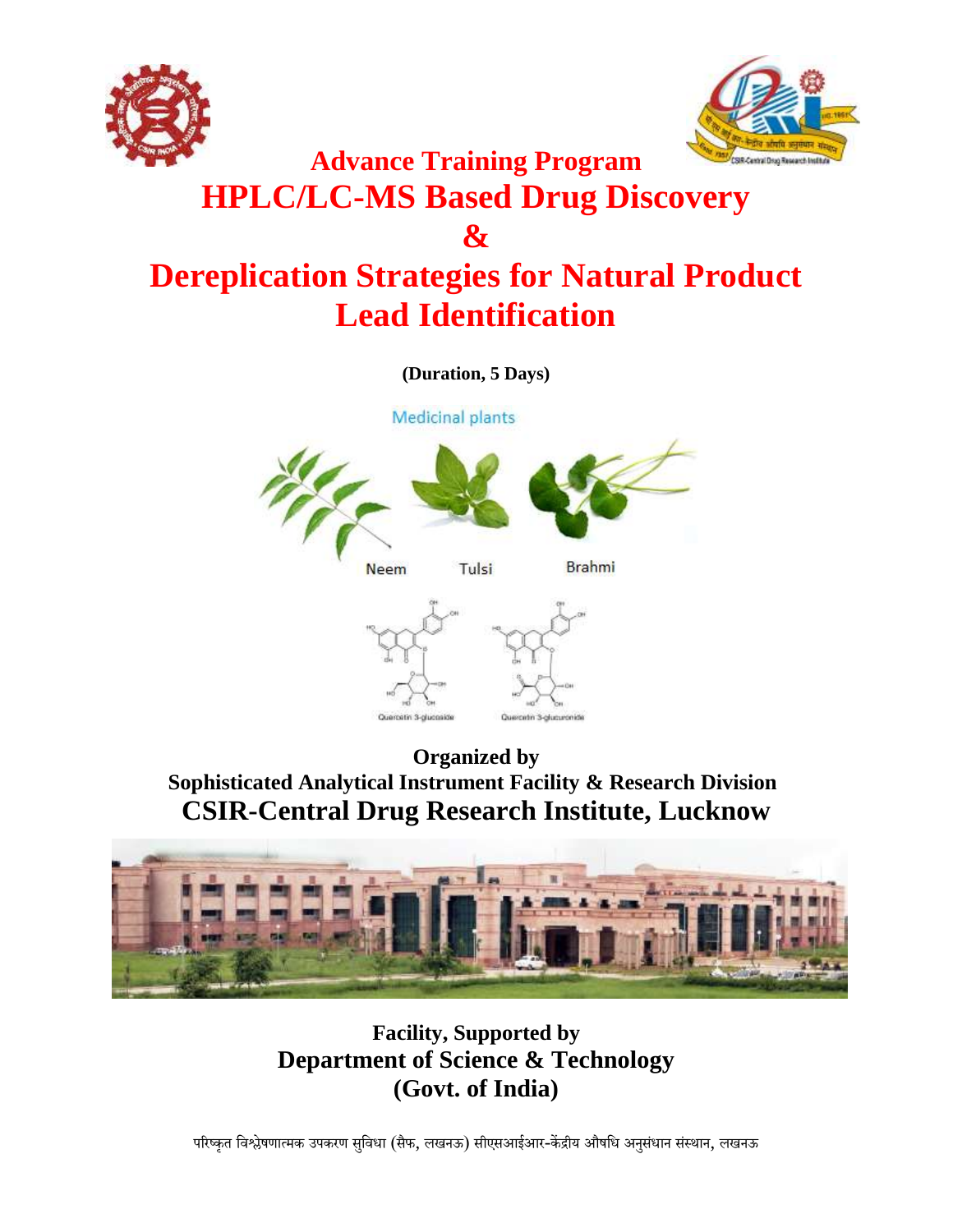# Advance Training Program

# HPLC/LC-MS Based Drug Discovery

# &

# Dereplication Strategies for Natural Product Lead Identification

**(Duration, 5 Days)**

Medicinal plants

Neem Tulsi Brahmi

Quercetin 3-glucoside Quercetin 3-glucuronide

**Organized by**

**Sophisticated Analytical Instrument Facility & Research Division**

## CSIR-Central Drug Research Institute, Lucknow

**Facility, Supported by**

**Department of Science & Technology**

**(Govt. of India)**

परिष्कृत विश्लेषणात्मक उपकरण सुविधा (सैफ, लखनऊ) सीएसआईआर-केंद्रीय औषधि अनुसंधान संस्थान, लखनऊ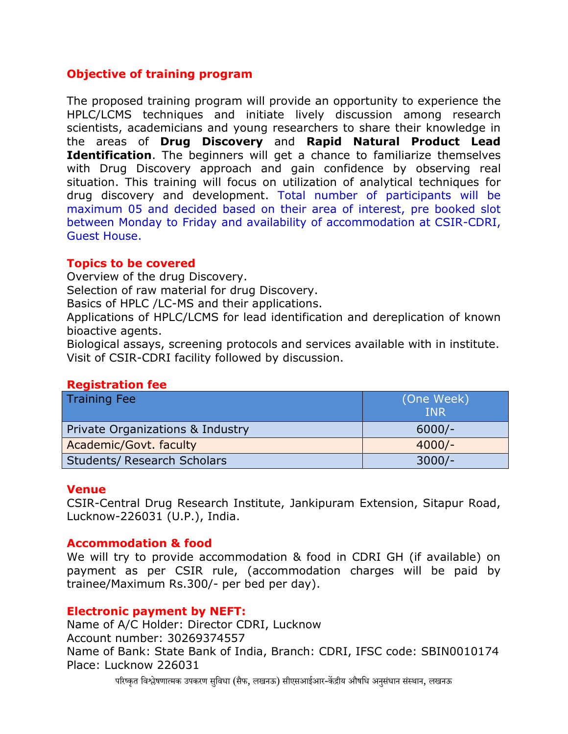## Objective of training program

The proposed training program will provide an opportunity to experience the HPLC/LCMS techniques and initiate lively discussion among research scientists, academicians and young researchers to share their knowledge in the areas of **Drug Discovery** and **Rapid Natural Product Lead Identification**. The beginners will get a chance to familiarize themselves with Drug Discovery approach and gain confidence by observing real situation. This training will focus on utilization of analytical techniques for drug discovery and development. Total number of participants will be maximum 05 and decided based on their area of interest, pre booked slot between Monday to Friday and availability of accommodation at CSIR-CDRI, Guest House.

## Topics to be covered

Overview of the drug Discovery.
Selection of raw material for drug Discovery.
Basics of HPLC /LC-MS and their applications.
Applications of HPLC/LCMS for lead identification and dereplication of known bioactive agents.
Biological assays, screening protocols and services available with in institute.
Visit of CSIR-CDRI facility followed by discussion.

## Registration fee

| Training Fee | (One Week) INR |
|---|---|
| Private Organizations & Industry | 6000/- |
| Academic/Govt. faculty | 4000/- |
| Students/ Research Scholars | 3000/- |

## Venue

CSIR-Central Drug Research Institute, Jankipuram Extension, Sitapur Road, Lucknow-226031 (U.P.), India.

## Accommodation & food

We will try to provide accommodation & food in CDRI GH (if available) on payment as per CSIR rule, (accommodation charges will be paid by trainee/Maximum Rs.300/- per bed per day).

## Electronic payment by NEFT:

Name of A/C Holder: Director CDRI, Lucknow
Account number: 30269374557
Name of Bank: State Bank of India, Branch: CDRI, IFSC code: SBIN0010174
Place: Lucknow 226031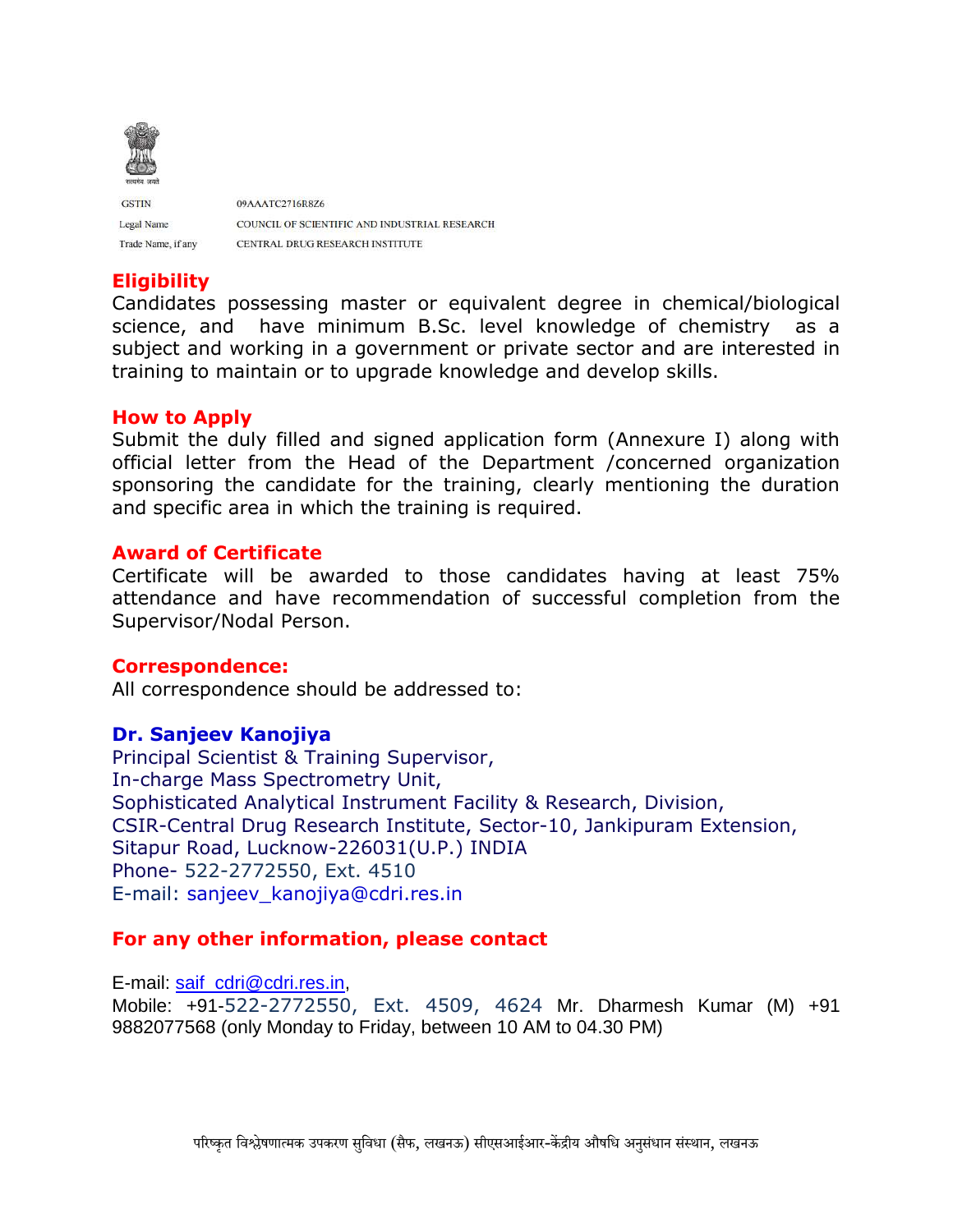| | |
|---|---|
| GSTIN | 09AAATC2716R8Z6 |
| Legal Name | COUNCIL OF SCIENTIFIC AND INDUSTRIAL RESEARCH |
| Trade Name, if any | CENTRAL DRUG RESEARCH INSTITUTE |

## Eligibility

Candidates possessing master or equivalent degree in chemical/biological science, and have minimum B.Sc. level knowledge of chemistry as a subject and working in a government or private sector and are interested in training to maintain or to upgrade knowledge and develop skills.

## How to Apply

Submit the duly filled and signed application form (Annexure I) along with official letter from the Head of the Department /concerned organization sponsoring the candidate for the training, clearly mentioning the duration and specific area in which the training is required.

## Award of Certificate

Certificate will be awarded to those candidates having at least 75% attendance and have recommendation of successful completion from the Supervisor/Nodal Person.

## Correspondence:

All correspondence should be addressed to:

**Dr. Sanjeev Kanojiya**
Principal Scientist & Training Supervisor,
In-charge Mass Spectrometry Unit,
Sophisticated Analytical Instrument Facility & Research, Division,
CSIR-Central Drug Research Institute, Sector-10, Jankipuram Extension,
Sitapur Road, Lucknow-226031(U.P.) INDIA
Phone- 522-2772550, Ext. 4510
E-mail: sanjeev_kanojiya@cdri.res.in

## For any other information, please contact

E-mail: saif_cdri@cdri.res.in,
Mobile: +91-522-2772550, Ext. 4509, 4624 Mr. Dharmesh Kumar (M) +91 9882077568 (only Monday to Friday, between 10 AM to 04.30 PM)

परिष्कृत विश्लेषणात्मक उपकरण सुविधा (सैफ, लखनऊ) सीएसआईआर-केंद्रीय औषधि अनुसंधान संस्थान, लखनऊ